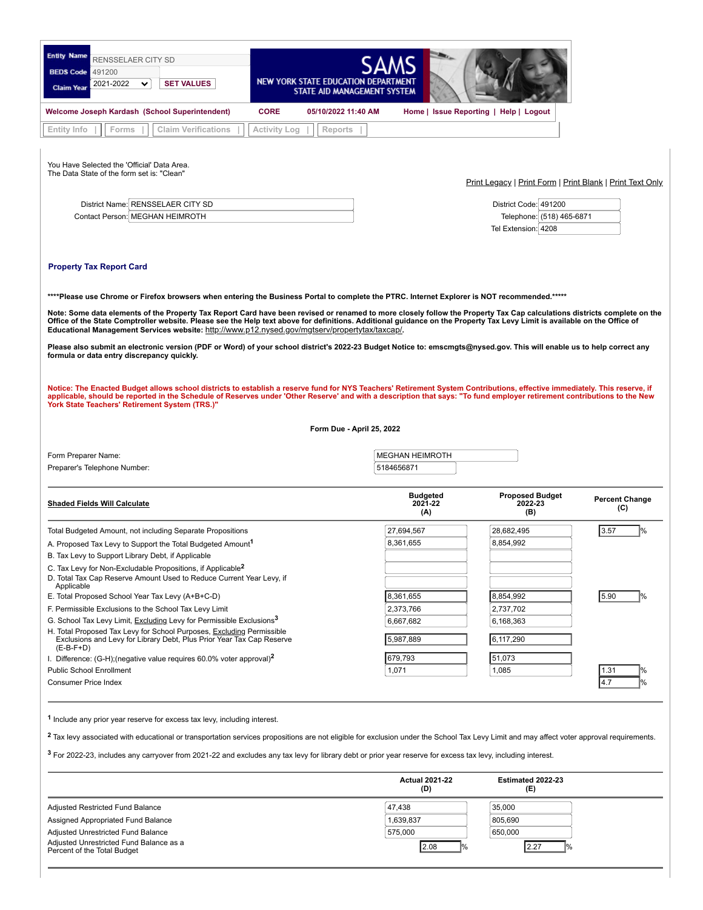| Entity Name | RENSSELAER CITY SD |
|---|---|
| BEDS Code | 491200 |
| Claim Year | 2021-2022 |

SET VALUES

**SAMS**
NEW YORK STATE EDUCATION DEPARTMENT
STATE AID MANAGEMENT SYSTEM

Welcome Joseph Kardash (School Superintendent) | CORE | 05/10/2022 11:40 AM | Home | Issue Reporting | Help | Logout

Entity Info | Forms | Claim Verifications | Activity Log | Reports

You Have Selected the 'Official' Data Area.
The Data State of the form set is: "Clean"

Print Legacy | Print Form | Print Blank | Print Text Only

| | | | |
|---|---|---|---|
| District Name: | RENSSELAER CITY SD | District Code: | 491200 |
| Contact Person: | MEGHAN HEIMROTH | Telephone: | (518) 465-6871 |
| | | Tel Extension: | 4208 |

## Property Tax Report Card

**\*\*\*\*Please use Chrome or Firefox browsers when entering the Business Portal to complete the PTRC. Internet Explorer is NOT recommended.\*\*\*\*\***

**Note: Some data elements of the Property Tax Report Card have been revised or renamed to more closely follow the Property Tax Cap calculations districts complete on the Office of the State Comptroller website. Please see the Help text above for definitions. Additional guidance on the Property Tax Levy Limit is available on the Office of Educational Management Services website: http://www.p12.nysed.gov/mgtserv/propertytax/taxcap/.**

**Please also submit an electronic version (PDF or Word) of your school district's 2022-23 Budget Notice to: emscmgts@nysed.gov. This will enable us to help correct any formula or data entry discrepancy quickly.**

**Notice: The Enacted Budget allows school districts to establish a reserve fund for NYS Teachers' Retirement System Contributions, effective immediately. This reserve, if applicable, should be reported in the Schedule of Reserves under 'Other Reserve' and with a description that says: "To fund employer retirement contributions to the New York State Teachers' Retirement System (TRS.)"**

**Form Due - April 25, 2022**

| | |
|---|---|
| Form Preparer Name: | MEGHAN HEIMROTH |
| Preparer's Telephone Number: | 5184656871 |

| **Shaded Fields Will Calculate** | **Budgeted 2021-22 (A)** | **Proposed Budget 2022-23 (B)** | **Percent Change (C)** |
|---|---|---|---|
| Total Budgeted Amount, not including Separate Propositions | 27,694,567 | 28,682,495 | 3.57 % |
| A. Proposed Tax Levy to Support the Total Budgeted Amount[1] | 8,361,655 | 8,854,992 | |
| B. Tax Levy to Support Library Debt, if Applicable | | | |
| C. Tax Levy for Non-Excludable Propositions, if Applicable[2] | | | |
| D. Total Tax Cap Reserve Amount Used to Reduce Current Year Levy, if Applicable | | | |
| E. Total Proposed School Year Tax Levy (A+B+C-D) | 8,361,655 | 8,854,992 | 5.90 % |
| F. Permissible Exclusions to the School Tax Levy Limit | 2,373,766 | 2,737,702 | |
| G. School Tax Levy Limit, Excluding Levy for Permissible Exclusions[3] | 6,667,682 | 6,168,363 | |
| H. Total Proposed Tax Levy for School Purposes, Excluding Permissible Exclusions and Levy for Library Debt, Plus Prior Year Tax Cap Reserve (E-B-F+D) | 5,987,889 | 6,117,290 | |
| I. Difference: (G-H);(negative value requires 60.0% voter approval)[2] | 679,793 | 51,073 | |
| Public School Enrollment | 1,071 | 1,085 | 1.31 % |
| Consumer Price Index | | | 4.7 % |

[1] Include any prior year reserve for excess tax levy, including interest.

[2] Tax levy associated with educational or transportation services propositions are not eligible for exclusion under the School Tax Levy Limit and may affect voter approval requirements.

[3] For 2022-23, includes any carryover from 2021-22 and excludes any tax levy for library debt or prior year reserve for excess tax levy, including interest.

| | **Actual 2021-22 (D)** | **Estimated 2022-23 (E)** |
|---|---|---|
| Adjusted Restricted Fund Balance | 47,438 | 35,000 |
| Assigned Appropriated Fund Balance | 1,639,837 | 805,690 |
| Adjusted Unrestricted Fund Balance | 575,000 | 650,000 |
| Adjusted Unrestricted Fund Balance as a Percent of the Total Budget | 2.08 % | 2.27 % |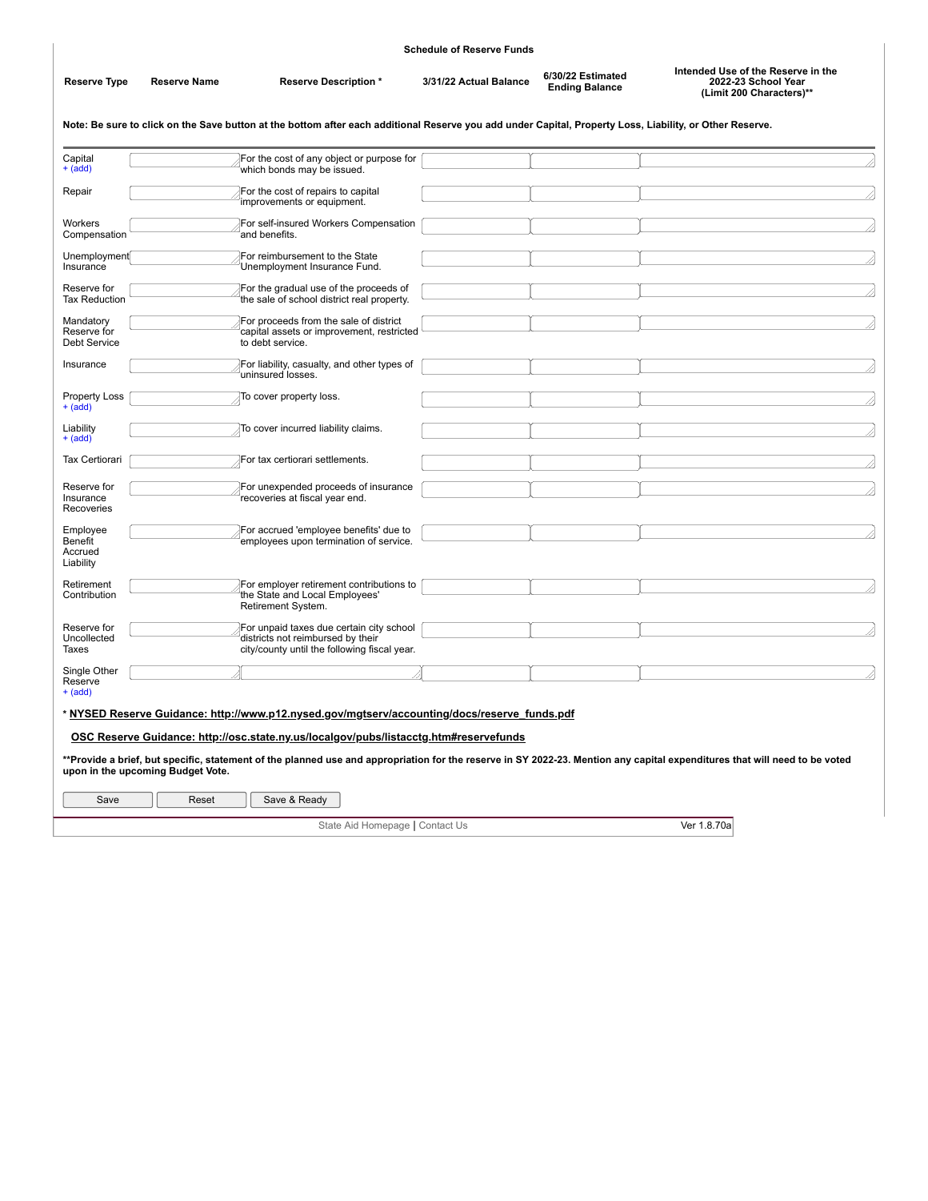## Schedule of Reserve Funds

| Reserve Type | Reserve Name | Reserve Description * | 3/31/22 Actual Balance | 6/30/22 Estimated Ending Balance | Intended Use of the Reserve in the 2022-23 School Year (Limit 200 Characters)** |
|---|---|---|---|---|---|

**Note: Be sure to click on the Save button at the bottom after each additional Reserve you add under Capital, Property Loss, Liability, or Other Reserve.**

| Reserve Type | Reserve Name | Reserve Description * | 3/31/22 Actual Balance | 6/30/22 Estimated Ending Balance | Intended Use of the Reserve in the 2022-23 School Year (Limit 200 Characters)** |
|---|---|---|---|---|---|
| Capital + (add) | | For the cost of any object or purpose for which bonds may be issued. | | | |
| Repair | | For the cost of repairs to capital improvements or equipment. | | | |
| Workers Compensation | | For self-insured Workers Compensation and benefits. | | | |
| Unemployment Insurance | | For reimbursement to the State Unemployment Insurance Fund. | | | |
| Reserve for Tax Reduction | | For the gradual use of the proceeds of the sale of school district real property. | | | |
| Mandatory Reserve for Debt Service | | For proceeds from the sale of district capital assets or improvement, restricted to debt service. | | | |
| Insurance | | For liability, casualty, and other types of uninsured losses. | | | |
| Property Loss + (add) | | To cover property loss. | | | |
| Liability + (add) | | To cover incurred liability claims. | | | |
| Tax Certiorari | | For tax certiorari settlements. | | | |
| Reserve for Insurance Recoveries | | For unexpended proceeds of insurance recoveries at fiscal year end. | | | |
| Employee Benefit Accrued Liability | | For accrued 'employee benefits' due to employees upon termination of service. | | | |
| Retirement Contribution | | For employer retirement contributions to the State and Local Employees' Retirement System. | | | |
| Reserve for Uncollected Taxes | | For unpaid taxes due certain city school districts not reimbursed by their city/county until the following fiscal year. | | | |
| Single Other Reserve + (add) | | | | | |

\* **NYSED Reserve Guidance: http://www.p12.nysed.gov/mgtserv/accounting/docs/reserve_funds.pdf**

**OSC Reserve Guidance: http://osc.state.ny.us/localgov/pubs/listacctg.htm#reservefunds**

**\*\*Provide a brief, but specific, statement of the planned use and appropriation for the reserve in SY 2022-23. Mention any capital expenditures that will need to be voted upon in the upcoming Budget Vote.**

Save | Reset | Save & Ready

State Aid Homepage | Contact Us

Ver 1.8.70a